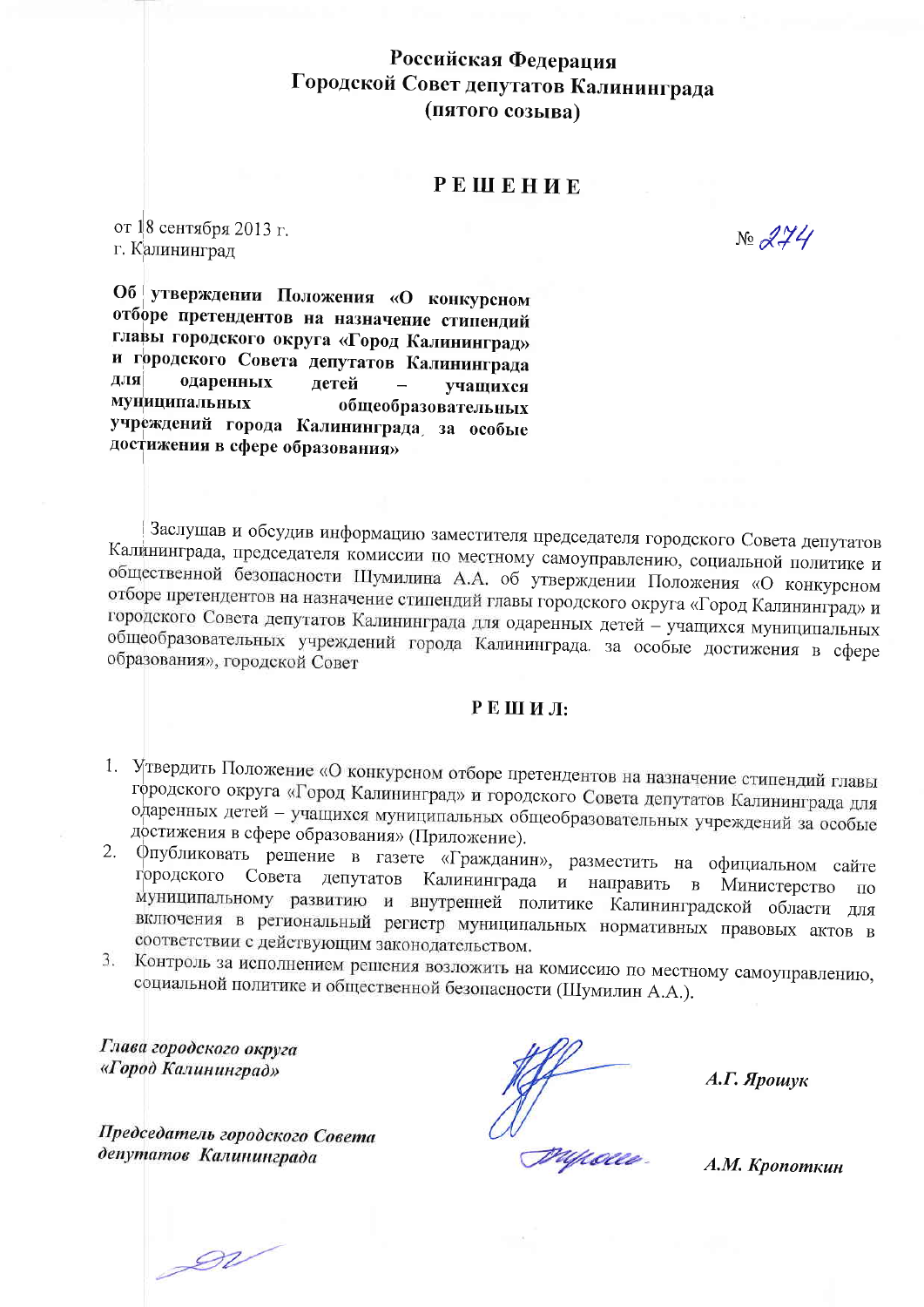**Российская Федерация**
**Городской Совет депутатов Калининграда**
**(пятого созыва)**

# РЕШЕНИЕ

от 18 сентября 2013 г.
г. Калининград

№ 274

**Об утверждении Положения «О конкурсном отборе претендентов на назначение стипендий главы городского округа «Город Калининград» и городского Совета депутатов Калининграда для одаренных детей – учащихся муниципальных общеобразовательных учреждений города Калининграда за особые достижения в сфере образования»**

Заслушав и обсудив информацию заместителя председателя городского Совета депутатов Калининграда, председателя комиссии по местному самоуправлению, социальной политике и общественной безопасности Шумилина А.А. об утверждении Положения «О конкурсном отборе претендентов на назначение стипендий главы городского округа «Город Калининград» и городского Совета депутатов Калининграда для одаренных детей – учащихся муниципальных общеобразовательных учреждений города Калининграда за особые достижения в сфере образования», городской Совет

**РЕШИЛ:**

1. Утвердить Положение «О конкурсном отборе претендентов на назначение стипендий главы городского округа «Город Калининград» и городского Совета депутатов Калининграда для одаренных детей – учащихся муниципальных общеобразовательных учреждений за особые достижения в сфере образования» (Приложение).
2. Опубликовать решение в газете «Гражданин», разместить на официальном сайте городского Совета депутатов Калининграда и направить в Министерство по муниципальному развитию и внутренней политике Калининградской области для включения в региональный регистр муниципальных нормативных правовых актов в соответствии с действующим законодательством.
3. Контроль за исполнением решения возложить на комиссию по местному самоуправлению, социальной политике и общественной безопасности (Шумилин А.А.).

*Глава городского округа «Город Калининград»* — *А.Г. Ярошук*

*Председатель городского Совета депутатов Калининграда* — *А.М. Кропоткин*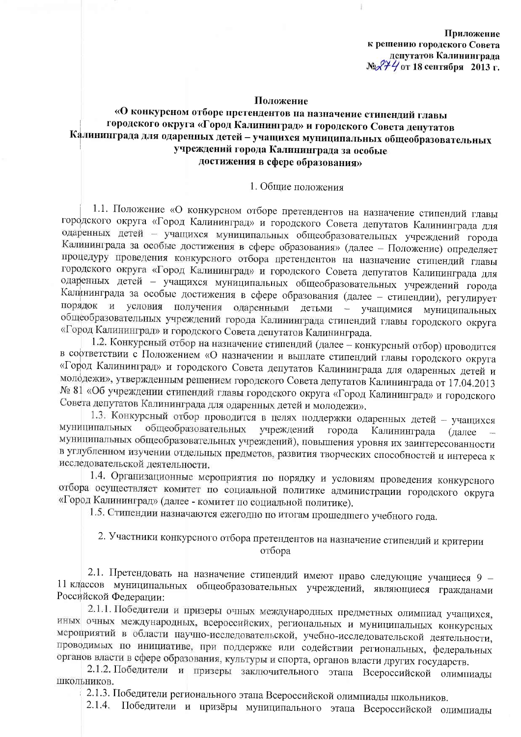Приложение
к решению городского Совета
депутатов Калининграда
№274 от 18 сентября 2013 г.

**Положение**
**«О конкурсном отборе претендентов на назначение стипендий главы городского округа «Город Калининград» и городского Совета депутатов Калининграда для одаренных детей – учащихся муниципальных общеобразовательных учреждений города Калининграда за особые достижения в сфере образования»**

1. Общие положения

1.1. Положение «О конкурсном отборе претендентов на назначение стипендий главы городского округа «Город Калининград» и городского Совета депутатов Калининграда для одаренных детей – учащихся муниципальных общеобразовательных учреждений города Калининграда за особые достижения в сфере образования» (далее – Положение) определяет процедуру проведения конкурсного отбора претендентов на назначение стипендий главы городского округа «Город Калининград» и городского Совета депутатов Калининграда для одаренных детей – учащихся муниципальных общеобразовательных учреждений города Калининграда за особые достижения в сфере образования (далее – стипендии), регулирует порядок и условия получения одаренными детьми – учащимися муниципальных общеобразовательных учреждений города Калининграда стипендий главы городского округа «Город Калининград» и городского Совета депутатов Калининграда.

1.2. Конкурсный отбор на назначение стипендий (далее – конкурсный отбор) проводится в соответствии с Положением «О назначении и выплате стипендий главы городского округа «Город Калининград» и городского Совета депутатов Калининграда для одаренных детей и молодежи», утвержденным решением городского Совета депутатов Калининграда от 17.04.2013 № 81 «Об учреждении стипендий главы городского округа «Город Калининград» и городского Совета депутатов Калининграда для одаренных детей и молодежи».

1.3. Конкурсный отбор проводится в целях поддержки одаренных детей – учащихся муниципальных общеобразовательных учреждений города Калининграда (далее – муниципальных общеобразовательных учреждений), повышения уровня их заинтересованности в углубленном изучении отдельных предметов, развития творческих способностей и интереса к исследовательской деятельности.

1.4. Организационные мероприятия по порядку и условиям проведения конкурсного отбора осуществляет комитет по социальной политике администрации городского округа «Город Калининград» (далее - комитет по социальной политике).

1.5. Стипендии назначаются ежегодно по итогам прошедшего учебного года.

2. Участники конкурсного отбора претендентов на назначение стипендий и критерии отбора

2.1. Претендовать на назначение стипендий имеют право следующие учащиеся 9 – 11 классов муниципальных общеобразовательных учреждений, являющиеся гражданами Российской Федерации:

2.1.1. Победители и призеры очных международных предметных олимпиад учащихся, иных очных международных, всероссийских, региональных и муниципальных конкурсных мероприятий в области научно-исследовательской, учебно-исследовательской деятельности, проводимых по инициативе, при поддержке или содействии региональных, федеральных органов власти в сфере образования, культуры и спорта, органов власти других государств.

2.1.2. Победители и призеры заключительного этапа Всероссийской олимпиады школьников.

2.1.3. Победители регионального этапа Всероссийской олимпиады школьников.

2.1.4. Победители и призёры муниципального этапа Всероссийской олимпиады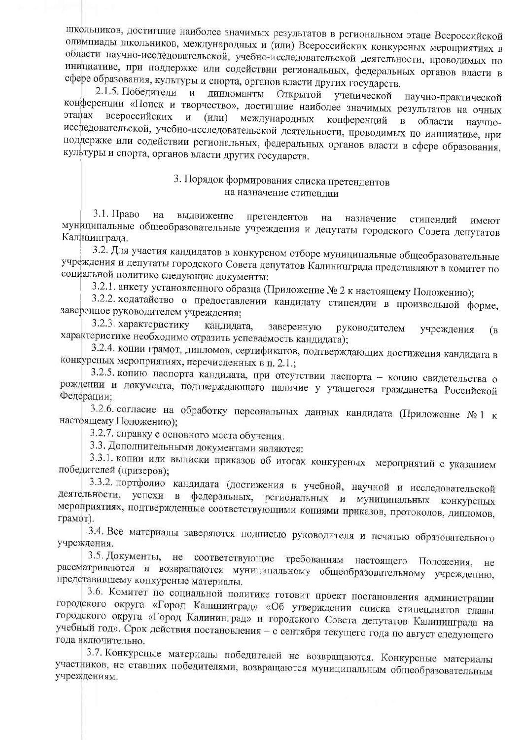школьников, достигшие наиболее значимых результатов в региональном этапе Всероссийской олимпиады школьников, международных и (или) Всероссийских конкурсных мероприятиях в области научно-исследовательской, учебно-исследовательской деятельности, проводимых по инициативе, при поддержке или содействии региональных, федеральных органов власти в сфере образования, культуры и спорта, органов власти других государств.

2.1.5. Победители и дипломанты Открытой ученической научно-практической конференции «Поиск и творчество», достигшие наиболее значимых результатов на очных этапах всероссийских и (или) международных конференций в области научно-исследовательской, учебно-исследовательской деятельности, проводимых по инициативе, при поддержке или содействии региональных, федеральных органов власти в сфере образования, культуры и спорта, органов власти других государств.

## 3. Порядок формирования списка претендентов на назначение стипендии

3.1. Право на выдвижение претендентов на назначение стипендий имеют муниципальные общеобразовательные учреждения и депутаты городского Совета депутатов Калининграда.

3.2. Для участия кандидатов в конкурсном отборе муниципальные общеобразовательные учреждения и депутаты городского Совета депутатов Калининграда представляют в комитет по социальной политике следующие документы:

3.2.1. анкету установленного образца (Приложение № 2 к настоящему Положению);

3.2.2. ходатайство о предоставлении кандидату стипендии в произвольной форме, заверенное руководителем учреждения;

3.2.3. характеристику кандидата, заверенную руководителем учреждения (в характеристике необходимо отразить успеваемость кандидата);

3.2.4. копии грамот, дипломов, сертификатов, подтверждающих достижения кандидата в конкурсных мероприятиях, перечисленных в п. 2.1.;

3.2.5. копию паспорта кандидата, при отсутствии паспорта – копию свидетельства о рождении и документа, подтверждающего наличие у учащегося гражданства Российской Федерации;

3.2.6. согласие на обработку персональных данных кандидата (Приложение № 1 к настоящему Положению);

3.2.7. справку с основного места обучения.

3.3. Дополнительными документами являются:

3.3.1. копии или выписки приказов об итогах конкурсных мероприятий с указанием победителей (призеров);

3.3.2. портфолио кандидата (достижения в учебной, научной и исследовательской деятельности, успехи в федеральных, региональных и муниципальных конкурсных мероприятиях, подтвержденные соответствующими копиями приказов, протоколов, дипломов, грамот).

3.4. Все материалы заверяются подписью руководителя и печатью образовательного учреждения.

3.5. Документы, не соответствующие требованиям настоящего Положения, не рассматриваются и возвращаются муниципальному общеобразовательному учреждению, представившему конкурсные материалы.

3.6. Комитет по социальной политике готовит проект постановления администрации городского округа «Город Калининград» «Об утверждении списка стипендиатов главы городского округа «Город Калининград» и городского Совета депутатов Калининграда на учебный год». Срок действия постановления – с сентября текущего года по август следующего года включительно.

3.7. Конкурсные материалы победителей не возвращаются. Конкурсные материалы участников, не ставших победителями, возвращаются муниципальным общеобразовательным учреждениям.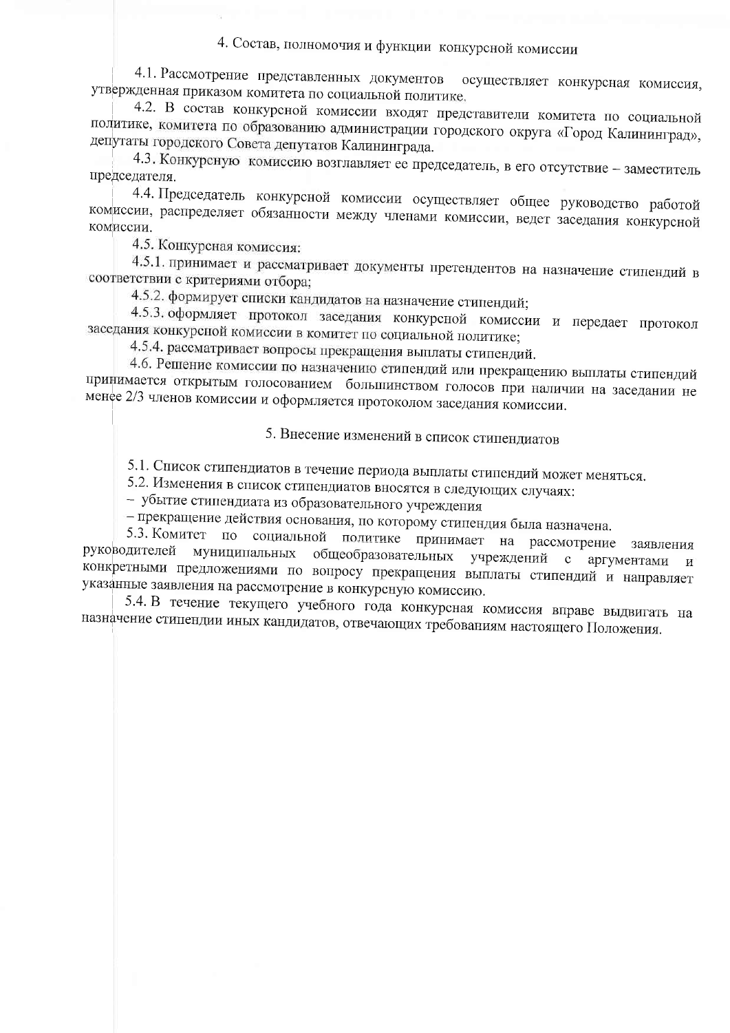## 4. Состав, полномочия и функции конкурсной комиссии

4.1. Рассмотрение представленных документов осуществляет конкурсная комиссия, утвержденная приказом комитета по социальной политике.

4.2. В состав конкурсной комиссии входят представители комитета по социальной политике, комитета по образованию администрации городского округа «Город Калининград», депутаты городского Совета депутатов Калининграда.

4.3. Конкурсную комиссию возглавляет ее председатель, в его отсутствие – заместитель председателя.

4.4. Председатель конкурсной комиссии осуществляет общее руководство работой комиссии, распределяет обязанности между членами комиссии, ведет заседания конкурсной комиссии.

4.5. Конкурсная комиссия:

4.5.1. принимает и рассматривает документы претендентов на назначение стипендий в соответствии с критериями отбора;

4.5.2. формирует списки кандидатов на назначение стипендий;

4.5.3. оформляет протокол заседания конкурсной комиссии и передает протокол заседания конкурсной комиссии в комитет по социальной политике;

4.5.4. рассматривает вопросы прекращения выплаты стипендий.

4.6. Решение комиссии по назначению стипендий или прекращению выплаты стипендий принимается открытым голосованием большинством голосов при наличии на заседании не менее 2/3 членов комиссии и оформляется протоколом заседания комиссии.

## 5. Внесение изменений в список стипендиатов

5.1. Список стипендиатов в течение периода выплаты стипендий может меняться.

5.2. Изменения в список стипендиатов вносятся в следующих случаях:

- убытие стипендиата из образовательного учреждения
- прекращение действия основания, по которому стипендия была назначена.

5.3. Комитет по социальной политике принимает на рассмотрение заявления руководителей муниципальных общеобразовательных учреждений с аргументами и конкретными предложениями по вопросу прекращения выплаты стипендий и направляет указанные заявления на рассмотрение в конкурсную комиссию.

5.4. В течение текущего учебного года конкурсная комиссия вправе выдвигать на назначение стипендии иных кандидатов, отвечающих требованиям настоящего Положения.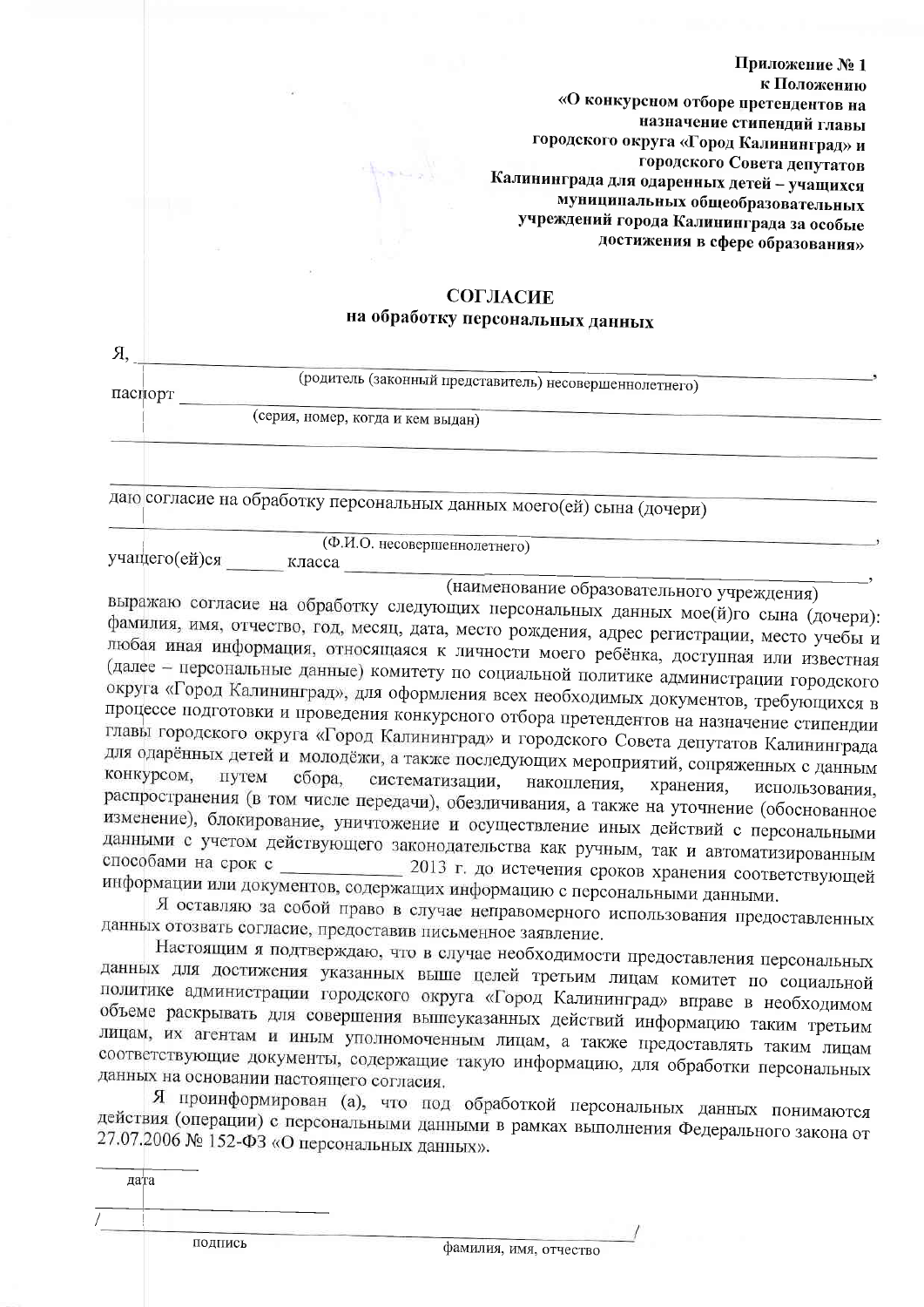**Приложение № 1**
**к Положению**
**«О конкурсном отборе претендентов на назначение стипендий главы городского округа «Город Калининград» и городского Совета депутатов Калининграда для одаренных детей – учащихся муниципальных общеобразовательных учреждений города Калининграда за особые достижения в сфере образования»**

## СОГЛАСИЕ
### на обработку персональных данных

Я, ________________________________________________________________,
(родитель (законный представитель) несовершеннолетнего)

паспорт ____________________________________________________________
(серия, номер, когда и кем выдан)

____________________________________________________________________

____________________________________________________________________

даю согласие на обработку персональных данных моего(ей) сына (дочери)

____________________________________________________________________,
(Ф.И.О. несовершеннолетнего)

учащего(ей)ся ______ класса _________________________________________,
(наименование образовательного учреждения)

выражаю согласие на обработку следующих персональных данных мое(й)го сына (дочери): фамилия, имя, отчество, год, месяц, дата, место рождения, адрес регистрации, место учебы и любая иная информация, относящаяся к личности моего ребёнка, доступная или известная (далее – персональные данные) комитету по социальной политике администрации городского округа «Город Калининград», для оформления всех необходимых документов, требующихся в процессе подготовки и проведения конкурсного отбора претендентов на назначение стипендии главы городского округа «Город Калининград» и городского Совета депутатов Калининграда для одарённых детей и молодёжи, а также последующих мероприятий, сопряженных с данным конкурсом, путем сбора, систематизации, накопления, хранения, использования, распространения (в том числе передачи), обезличивания, а также на уточнение (обоснованное изменение), блокирование, уничтожение и осуществление иных действий с персональными данными с учетом действующего законодательства как ручным, так и автоматизированным способами на срок с ____________ 2013 г. до истечения сроков хранения соответствующей информации или документов, содержащих информацию с персональными данными.

Я оставляю за собой право в случае неправомерного использования предоставленных данных отозвать согласие, предоставив письменное заявление.

Настоящим я подтверждаю, что в случае необходимости предоставления персональных данных для достижения указанных выше целей третьим лицам комитет по социальной политике администрации городского округа «Город Калининград» вправе в необходимом объеме раскрывать для совершения вышеуказанных действий информацию таким третьим лицам, их агентам и иным уполномоченным лицам, а также предоставлять таким лицам соответствующие документы, содержащие такую информацию, для обработки персональных данных на основании настоящего согласия.

Я проинформирован (а), что под обработкой персональных данных понимаются действия (операции) с персональными данными в рамках выполнения Федерального закона от 27.07.2006 № 152-ФЗ «О персональных данных».

__________
дата

______________ / ________________________________________ /
подпись                    фамилия, имя, отчество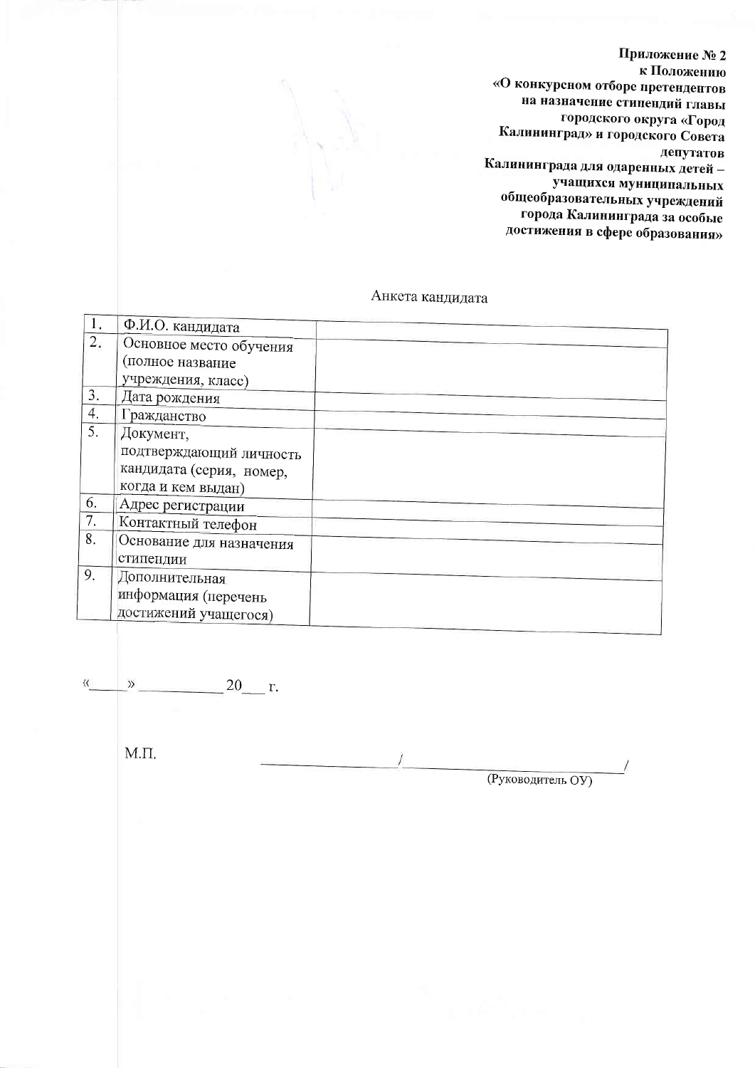**Приложение № 2**
**к Положению**
**«О конкурсном отборе претендентов на назначение стипендий главы городского округа «Город Калининград» и городского Совета депутатов Калининграда для одаренных детей – учащихся муниципальных общеобразовательных учреждений города Калининграда за особые достижения в сфере образования»**

Анкета кандидата

| | | |
|---|---|---|
| 1. | Ф.И.О. кандидата | |
| 2. | Основное место обучения (полное название учреждения, класс) | |
| 3. | Дата рождения | |
| 4. | Гражданство | |
| 5. | Документ, подтверждающий личность кандидата (серия, номер, когда и кем выдан) | |
| 6. | Адрес регистрации | |
| 7. | Контактный телефон | |
| 8. | Основание для назначения стипендии | |
| 9. | Дополнительная информация (перечень достижений учащегося) | |

«\_\_\_\_» \_\_\_\_\_\_\_\_\_\_\_ 20\_\_\_ г.

М.П. \_\_\_\_\_\_\_\_\_\_\_\_\_\_\_\_\_\_/\_\_\_\_\_\_\_\_\_\_\_\_\_\_\_\_\_\_\_\_\_\_\_\_\_\_\_/

(Руководитель ОУ)